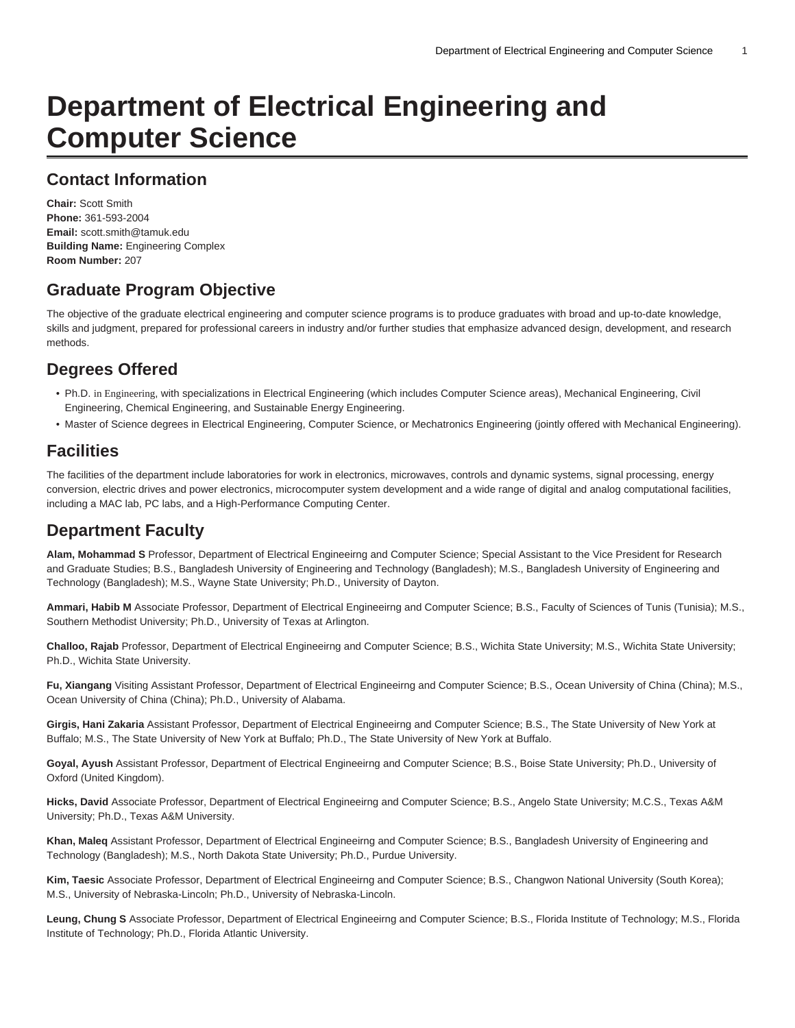# Department of Electrical Engineering and Computer Science

## Contact Information

**Chair:** Scott Smith
**Phone:** 361-593-2004
**Email:** scott.smith@tamuk.edu
**Building Name:** Engineering Complex
**Room Number:** 207

## Graduate Program Objective

The objective of the graduate electrical engineering and computer science programs is to produce graduates with broad and up-to-date knowledge, skills and judgment, prepared for professional careers in industry and/or further studies that emphasize advanced design, development, and research methods.

## Degrees Offered

- Ph.D. in Engineering, with specializations in Electrical Engineering (which includes Computer Science areas), Mechanical Engineering, Civil Engineering, Chemical Engineering, and Sustainable Energy Engineering.
- Master of Science degrees in Electrical Engineering, Computer Science, or Mechatronics Engineering (jointly offered with Mechanical Engineering).

## Facilities

The facilities of the department include laboratories for work in electronics, microwaves, controls and dynamic systems, signal processing, energy conversion, electric drives and power electronics, microcomputer system development and a wide range of digital and analog computational facilities, including a MAC lab, PC labs, and a High-Performance Computing Center.

## Department Faculty

**Alam, Mohammad S** Professor, Department of Electrical Engineeirng and Computer Science; Special Assistant to the Vice President for Research and Graduate Studies; B.S., Bangladesh University of Engineering and Technology (Bangladesh); M.S., Bangladesh University of Engineering and Technology (Bangladesh); M.S., Wayne State University; Ph.D., University of Dayton.

**Ammari, Habib M** Associate Professor, Department of Electrical Engineeirng and Computer Science; B.S., Faculty of Sciences of Tunis (Tunisia); M.S., Southern Methodist University; Ph.D., University of Texas at Arlington.

**Challoo, Rajab** Professor, Department of Electrical Engineeirng and Computer Science; B.S., Wichita State University; M.S., Wichita State University; Ph.D., Wichita State University.

**Fu, Xiangang** Visiting Assistant Professor, Department of Electrical Engineeirng and Computer Science; B.S., Ocean University of China (China); M.S., Ocean University of China (China); Ph.D., University of Alabama.

**Girgis, Hani Zakaria** Assistant Professor, Department of Electrical Engineeirng and Computer Science; B.S., The State University of New York at Buffalo; M.S., The State University of New York at Buffalo; Ph.D., The State University of New York at Buffalo.

**Goyal, Ayush** Assistant Professor, Department of Electrical Engineeirng and Computer Science; B.S., Boise State University; Ph.D., University of Oxford (United Kingdom).

**Hicks, David** Associate Professor, Department of Electrical Engineeirng and Computer Science; B.S., Angelo State University; M.C.S., Texas A&M University; Ph.D., Texas A&M University.

**Khan, Maleq** Assistant Professor, Department of Electrical Engineeirng and Computer Science; B.S., Bangladesh University of Engineering and Technology (Bangladesh); M.S., North Dakota State University; Ph.D., Purdue University.

**Kim, Taesic** Associate Professor, Department of Electrical Engineeirng and Computer Science; B.S., Changwon National University (South Korea); M.S., University of Nebraska-Lincoln; Ph.D., University of Nebraska-Lincoln.

**Leung, Chung S** Associate Professor, Department of Electrical Engineeirng and Computer Science; B.S., Florida Institute of Technology; M.S., Florida Institute of Technology; Ph.D., Florida Atlantic University.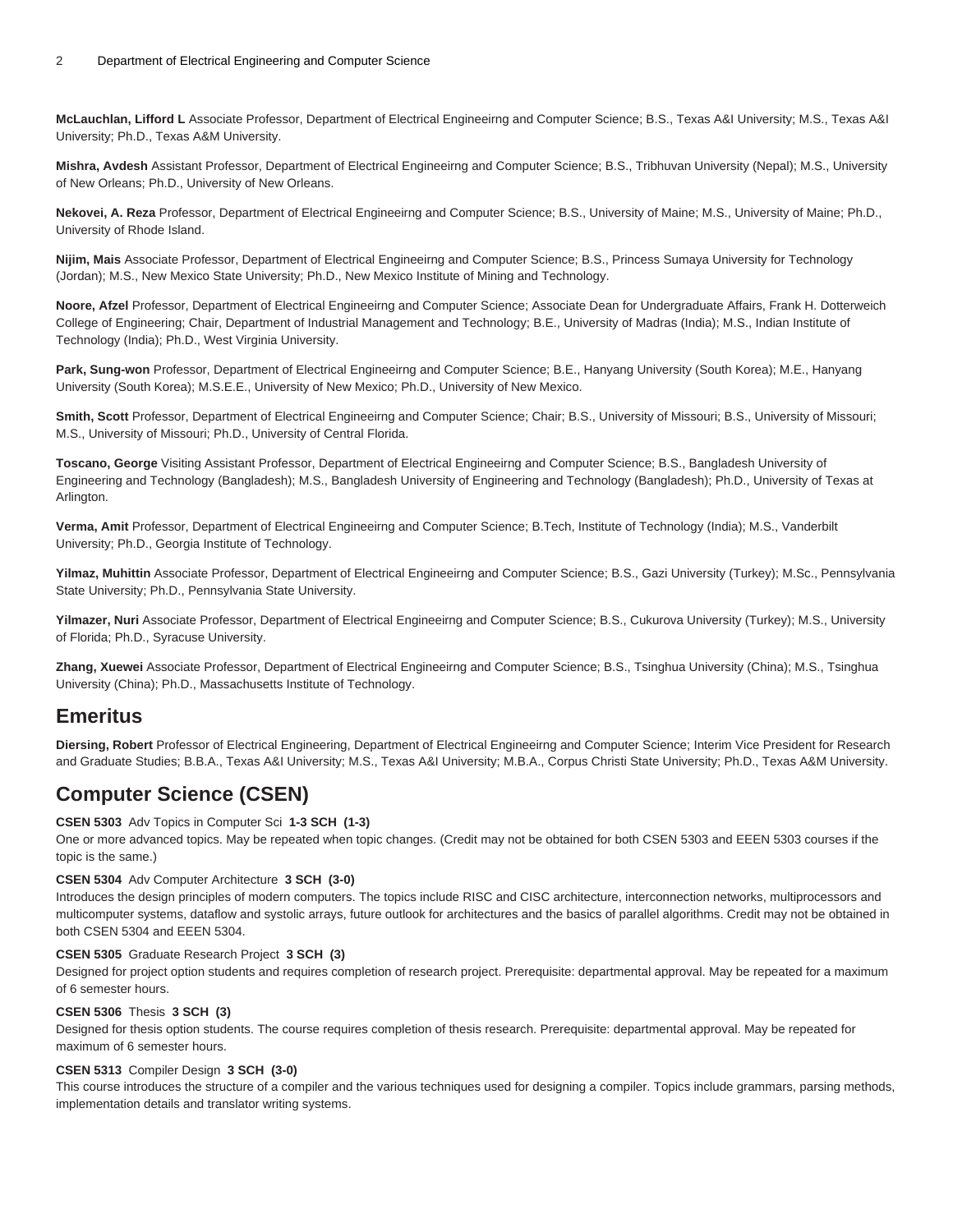**McLauchlan, Lifford L** Associate Professor, Department of Electrical Engineeirng and Computer Science; B.S., Texas A&I University; M.S., Texas A&I University; Ph.D., Texas A&M University.

**Mishra, Avdesh** Assistant Professor, Department of Electrical Engineeirng and Computer Science; B.S., Tribhuvan University (Nepal); M.S., University of New Orleans; Ph.D., University of New Orleans.

**Nekovei, A. Reza** Professor, Department of Electrical Engineeirng and Computer Science; B.S., University of Maine; M.S., University of Maine; Ph.D., University of Rhode Island.

**Nijim, Mais** Associate Professor, Department of Electrical Engineeirng and Computer Science; B.S., Princess Sumaya University for Technology (Jordan); M.S., New Mexico State University; Ph.D., New Mexico Institute of Mining and Technology.

**Noore, Afzel** Professor, Department of Electrical Engineeirng and Computer Science; Associate Dean for Undergraduate Affairs, Frank H. Dotterweich College of Engineering; Chair, Department of Industrial Management and Technology; B.E., University of Madras (India); M.S., Indian Institute of Technology (India); Ph.D., West Virginia University.

**Park, Sung-won** Professor, Department of Electrical Engineeirng and Computer Science; B.E., Hanyang University (South Korea); M.E., Hanyang University (South Korea); M.S.E.E., University of New Mexico; Ph.D., University of New Mexico.

**Smith, Scott** Professor, Department of Electrical Engineeirng and Computer Science; Chair; B.S., University of Missouri; B.S., University of Missouri; M.S., University of Missouri; Ph.D., University of Central Florida.

**Toscano, George** Visiting Assistant Professor, Department of Electrical Engineeirng and Computer Science; B.S., Bangladesh University of Engineering and Technology (Bangladesh); M.S., Bangladesh University of Engineering and Technology (Bangladesh); Ph.D., University of Texas at Arlington.

**Verma, Amit** Professor, Department of Electrical Engineeirng and Computer Science; B.Tech, Institute of Technology (India); M.S., Vanderbilt University; Ph.D., Georgia Institute of Technology.

**Yilmaz, Muhittin** Associate Professor, Department of Electrical Engineeirng and Computer Science; B.S., Gazi University (Turkey); M.Sc., Pennsylvania State University; Ph.D., Pennsylvania State University.

**Yilmazer, Nuri** Associate Professor, Department of Electrical Engineeirng and Computer Science; B.S., Cukurova University (Turkey); M.S., University of Florida; Ph.D., Syracuse University.

**Zhang, Xuewei** Associate Professor, Department of Electrical Engineeirng and Computer Science; B.S., Tsinghua University (China); M.S., Tsinghua University (China); Ph.D., Massachusetts Institute of Technology.

## Emeritus

**Diersing, Robert** Professor of Electrical Engineering, Department of Electrical Engineeirng and Computer Science; Interim Vice President for Research and Graduate Studies; B.B.A., Texas A&I University; M.S., Texas A&I University; M.B.A., Corpus Christi State University; Ph.D., Texas A&M University.

## Computer Science (CSEN)

**CSEN 5303** Adv Topics in Computer Sci **1-3 SCH (1-3)**
One or more advanced topics. May be repeated when topic changes. (Credit may not be obtained for both CSEN 5303 and EEEN 5303 courses if the topic is the same.)

**CSEN 5304** Adv Computer Architecture **3 SCH (3-0)**
Introduces the design principles of modern computers. The topics include RISC and CISC architecture, interconnection networks, multiprocessors and multicomputer systems, dataflow and systolic arrays, future outlook for architectures and the basics of parallel algorithms. Credit may not be obtained in both CSEN 5304 and EEEN 5304.

**CSEN 5305** Graduate Research Project **3 SCH (3)**
Designed for project option students and requires completion of research project. Prerequisite: departmental approval. May be repeated for a maximum of 6 semester hours.

**CSEN 5306** Thesis **3 SCH (3)**
Designed for thesis option students. The course requires completion of thesis research. Prerequisite: departmental approval. May be repeated for maximum of 6 semester hours.

**CSEN 5313** Compiler Design **3 SCH (3-0)**
This course introduces the structure of a compiler and the various techniques used for designing a compiler. Topics include grammars, parsing methods, implementation details and translator writing systems.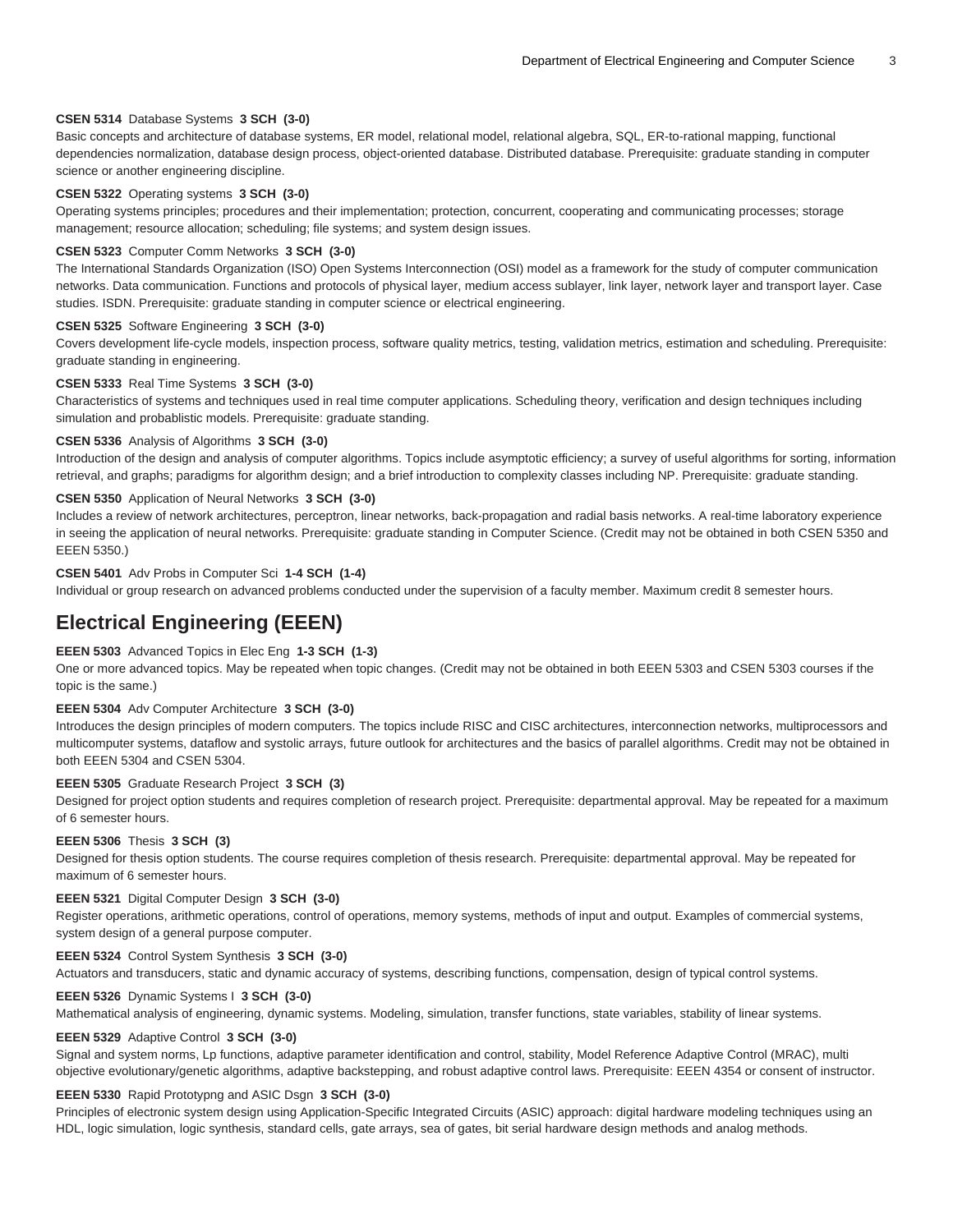**CSEN 5314** Database Systems **3 SCH (3-0)**
Basic concepts and architecture of database systems, ER model, relational model, relational algebra, SQL, ER-to-rational mapping, functional dependencies normalization, database design process, object-oriented database. Distributed database. Prerequisite: graduate standing in computer science or another engineering discipline.

**CSEN 5322** Operating systems **3 SCH (3-0)**
Operating systems principles; procedures and their implementation; protection, concurrent, cooperating and communicating processes; storage management; resource allocation; scheduling; file systems; and system design issues.

**CSEN 5323** Computer Comm Networks **3 SCH (3-0)**
The International Standards Organization (ISO) Open Systems Interconnection (OSI) model as a framework for the study of computer communication networks. Data communication. Functions and protocols of physical layer, medium access sublayer, link layer, network layer and transport layer. Case studies. ISDN. Prerequisite: graduate standing in computer science or electrical engineering.

**CSEN 5325** Software Engineering **3 SCH (3-0)**
Covers development life-cycle models, inspection process, software quality metrics, testing, validation metrics, estimation and scheduling. Prerequisite: graduate standing in engineering.

**CSEN 5333** Real Time Systems **3 SCH (3-0)**
Characteristics of systems and techniques used in real time computer applications. Scheduling theory, verification and design techniques including simulation and probablistic models. Prerequisite: graduate standing.

**CSEN 5336** Analysis of Algorithms **3 SCH (3-0)**
Introduction of the design and analysis of computer algorithms. Topics include asymptotic efficiency; a survey of useful algorithms for sorting, information retrieval, and graphs; paradigms for algorithm design; and a brief introduction to complexity classes including NP. Prerequisite: graduate standing.

**CSEN 5350** Application of Neural Networks **3 SCH (3-0)**
Includes a review of network architectures, perceptron, linear networks, back-propagation and radial basis networks. A real-time laboratory experience in seeing the application of neural networks. Prerequisite: graduate standing in Computer Science. (Credit may not be obtained in both CSEN 5350 and EEEN 5350.)

**CSEN 5401** Adv Probs in Computer Sci **1-4 SCH (1-4)**
Individual or group research on advanced problems conducted under the supervision of a faculty member. Maximum credit 8 semester hours.

## Electrical Engineering (EEEN)

**EEEN 5303** Advanced Topics in Elec Eng **1-3 SCH (1-3)**
One or more advanced topics. May be repeated when topic changes. (Credit may not be obtained in both EEEN 5303 and CSEN 5303 courses if the topic is the same.)

**EEEN 5304** Adv Computer Architecture **3 SCH (3-0)**
Introduces the design principles of modern computers. The topics include RISC and CISC architectures, interconnection networks, multiprocessors and multicomputer systems, dataflow and systolic arrays, future outlook for architectures and the basics of parallel algorithms. Credit may not be obtained in both EEEN 5304 and CSEN 5304.

**EEEN 5305** Graduate Research Project **3 SCH (3)**
Designed for project option students and requires completion of research project. Prerequisite: departmental approval. May be repeated for a maximum of 6 semester hours.

**EEEN 5306** Thesis **3 SCH (3)**
Designed for thesis option students. The course requires completion of thesis research. Prerequisite: departmental approval. May be repeated for maximum of 6 semester hours.

**EEEN 5321** Digital Computer Design **3 SCH (3-0)**
Register operations, arithmetic operations, control of operations, memory systems, methods of input and output. Examples of commercial systems, system design of a general purpose computer.

**EEEN 5324** Control System Synthesis **3 SCH (3-0)**
Actuators and transducers, static and dynamic accuracy of systems, describing functions, compensation, design of typical control systems.

**EEEN 5326** Dynamic Systems I **3 SCH (3-0)**
Mathematical analysis of engineering, dynamic systems. Modeling, simulation, transfer functions, state variables, stability of linear systems.

**EEEN 5329** Adaptive Control **3 SCH (3-0)**
Signal and system norms, Lp functions, adaptive parameter identification and control, stability, Model Reference Adaptive Control (MRAC), multi objective evolutionary/genetic algorithms, adaptive backstepping, and robust adaptive control laws. Prerequisite: EEEN 4354 or consent of instructor.

**EEEN 5330** Rapid Prototypng and ASIC Dsgn **3 SCH (3-0)**
Principles of electronic system design using Application-Specific Integrated Circuits (ASIC) approach: digital hardware modeling techniques using an HDL, logic simulation, logic synthesis, standard cells, gate arrays, sea of gates, bit serial hardware design methods and analog methods.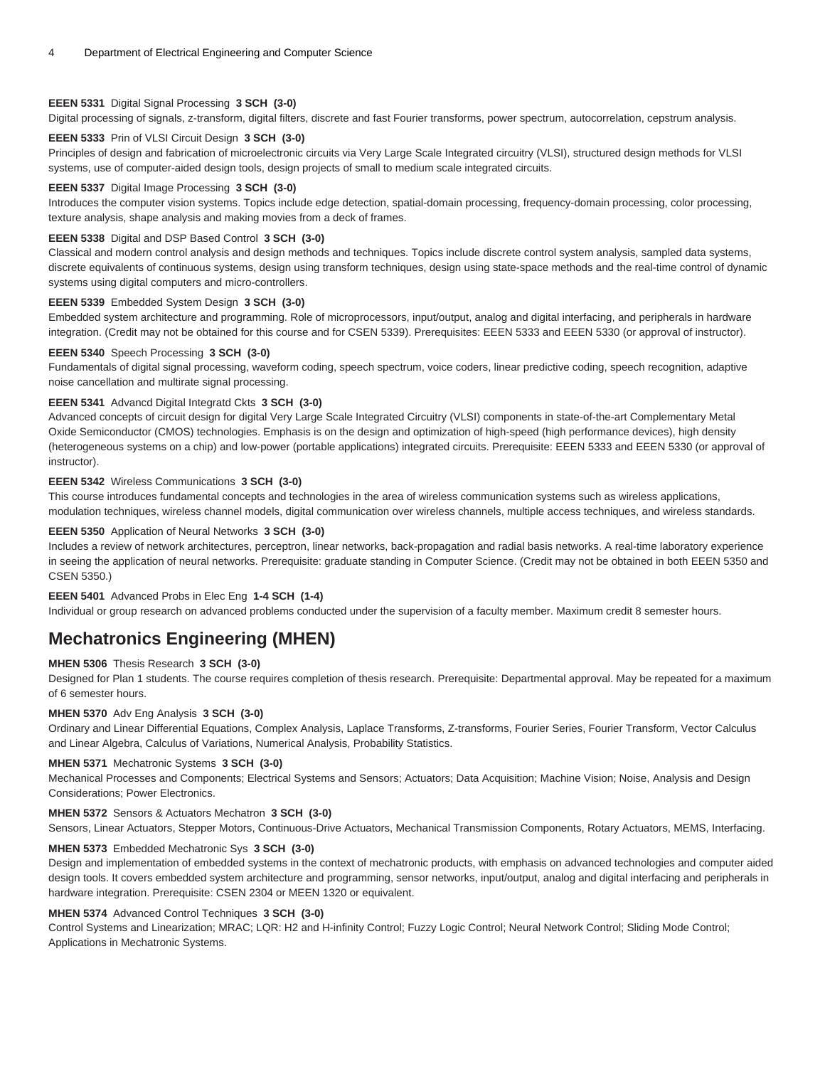**EEEN 5331** Digital Signal Processing **3 SCH (3-0)**
Digital processing of signals, z-transform, digital filters, discrete and fast Fourier transforms, power spectrum, autocorrelation, cepstrum analysis.

**EEEN 5333** Prin of VLSI Circuit Design **3 SCH (3-0)**
Principles of design and fabrication of microelectronic circuits via Very Large Scale Integrated circuitry (VLSI), structured design methods for VLSI systems, use of computer-aided design tools, design projects of small to medium scale integrated circuits.

**EEEN 5337** Digital Image Processing **3 SCH (3-0)**
Introduces the computer vision systems. Topics include edge detection, spatial-domain processing, frequency-domain processing, color processing, texture analysis, shape analysis and making movies from a deck of frames.

**EEEN 5338** Digital and DSP Based Control **3 SCH (3-0)**
Classical and modern control analysis and design methods and techniques. Topics include discrete control system analysis, sampled data systems, discrete equivalents of continuous systems, design using transform techniques, design using state-space methods and the real-time control of dynamic systems using digital computers and micro-controllers.

**EEEN 5339** Embedded System Design **3 SCH (3-0)**
Embedded system architecture and programming. Role of microprocessors, input/output, analog and digital interfacing, and peripherals in hardware integration. (Credit may not be obtained for this course and for CSEN 5339). Prerequisites: EEEN 5333 and EEEN 5330 (or approval of instructor).

**EEEN 5340** Speech Processing **3 SCH (3-0)**
Fundamentals of digital signal processing, waveform coding, speech spectrum, voice coders, linear predictive coding, speech recognition, adaptive noise cancellation and multirate signal processing.

**EEEN 5341** Advancd Digital Integratd Ckts **3 SCH (3-0)**
Advanced concepts of circuit design for digital Very Large Scale Integrated Circuitry (VLSI) components in state-of-the-art Complementary Metal Oxide Semiconductor (CMOS) technologies. Emphasis is on the design and optimization of high-speed (high performance devices), high density (heterogeneous systems on a chip) and low-power (portable applications) integrated circuits. Prerequisite: EEEN 5333 and EEEN 5330 (or approval of instructor).

**EEEN 5342** Wireless Communications **3 SCH (3-0)**
This course introduces fundamental concepts and technologies in the area of wireless communication systems such as wireless applications, modulation techniques, wireless channel models, digital communication over wireless channels, multiple access techniques, and wireless standards.

**EEEN 5350** Application of Neural Networks **3 SCH (3-0)**
Includes a review of network architectures, perceptron, linear networks, back-propagation and radial basis networks. A real-time laboratory experience in seeing the application of neural networks. Prerequisite: graduate standing in Computer Science. (Credit may not be obtained in both EEEN 5350 and CSEN 5350.)

**EEEN 5401** Advanced Probs in Elec Eng **1-4 SCH (1-4)**
Individual or group research on advanced problems conducted under the supervision of a faculty member. Maximum credit 8 semester hours.

## Mechatronics Engineering (MHEN)

**MHEN 5306** Thesis Research **3 SCH (3-0)**
Designed for Plan 1 students. The course requires completion of thesis research. Prerequisite: Departmental approval. May be repeated for a maximum of 6 semester hours.

**MHEN 5370** Adv Eng Analysis **3 SCH (3-0)**
Ordinary and Linear Differential Equations, Complex Analysis, Laplace Transforms, Z-transforms, Fourier Series, Fourier Transform, Vector Calculus and Linear Algebra, Calculus of Variations, Numerical Analysis, Probability Statistics.

**MHEN 5371** Mechatronic Systems **3 SCH (3-0)**
Mechanical Processes and Components; Electrical Systems and Sensors; Actuators; Data Acquisition; Machine Vision; Noise, Analysis and Design Considerations; Power Electronics.

**MHEN 5372** Sensors & Actuators Mechatron **3 SCH (3-0)**
Sensors, Linear Actuators, Stepper Motors, Continuous-Drive Actuators, Mechanical Transmission Components, Rotary Actuators, MEMS, Interfacing.

**MHEN 5373** Embedded Mechatronic Sys **3 SCH (3-0)**
Design and implementation of embedded systems in the context of mechatronic products, with emphasis on advanced technologies and computer aided design tools. It covers embedded system architecture and programming, sensor networks, input/output, analog and digital interfacing and peripherals in hardware integration. Prerequisite: CSEN 2304 or MEEN 1320 or equivalent.

**MHEN 5374** Advanced Control Techniques **3 SCH (3-0)**
Control Systems and Linearization; MRAC; LQR: H2 and H-infinity Control; Fuzzy Logic Control; Neural Network Control; Sliding Mode Control; Applications in Mechatronic Systems.